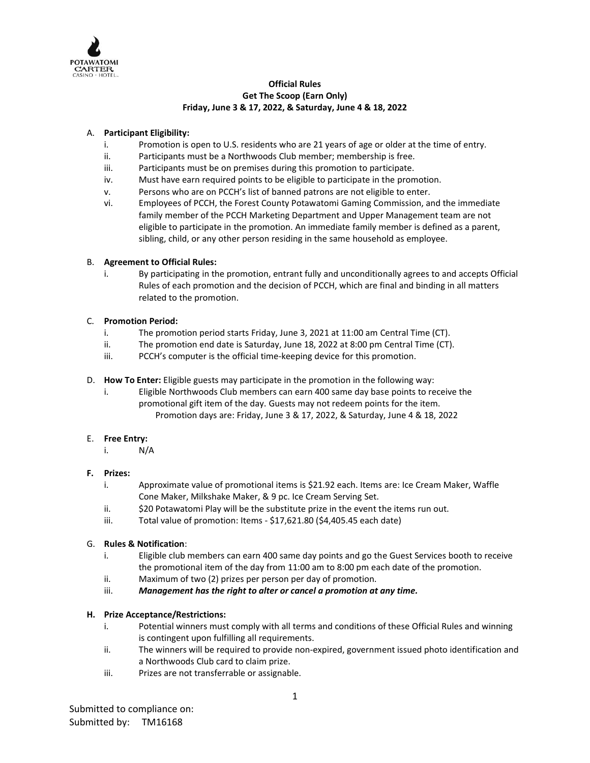**Official Rules**
**Get The Scoop (Earn Only)**
**Friday, June 3 & 17, 2022, & Saturday, June 4 & 18, 2022**

A. **Participant Eligibility:**
   i. Promotion is open to U.S. residents who are 21 years of age or older at the time of entry.
   ii. Participants must be a Northwoods Club member; membership is free.
   iii. Participants must be on premises during this promotion to participate.
   iv. Must have earn required points to be eligible to participate in the promotion.
   v. Persons who are on PCCH's list of banned patrons are not eligible to enter.
   vi. Employees of PCCH, the Forest County Potawatomi Gaming Commission, and the immediate family member of the PCCH Marketing Department and Upper Management team are not eligible to participate in the promotion. An immediate family member is defined as a parent, sibling, child, or any other person residing in the same household as employee.

B. **Agreement to Official Rules:**
   i. By participating in the promotion, entrant fully and unconditionally agrees to and accepts Official Rules of each promotion and the decision of PCCH, which are final and binding in all matters related to the promotion.

C. **Promotion Period:**
   i. The promotion period starts Friday, June 3, 2021 at 11:00 am Central Time (CT).
   ii. The promotion end date is Saturday, June 18, 2022 at 8:00 pm Central Time (CT).
   iii. PCCH's computer is the official time-keeping device for this promotion.

D. **How To Enter:** Eligible guests may participate in the promotion in the following way:
   i. Eligible Northwoods Club members can earn 400 same day base points to receive the promotional gift item of the day. Guests may not redeem points for the item.
      Promotion days are: Friday, June 3 & 17, 2022, & Saturday, June 4 & 18, 2022

E. **Free Entry:**
   i. N/A

F. **Prizes:**
   i. Approximate value of promotional items is $21.92 each. Items are: Ice Cream Maker, Waffle Cone Maker, Milkshake Maker, & 9 pc. Ice Cream Serving Set.
   ii. $20 Potawatomi Play will be the substitute prize in the event the items run out.
   iii. Total value of promotion: Items - $17,621.80 ($4,405.45 each date)

G. **Rules & Notification**:
   i. Eligible club members can earn 400 same day points and go the Guest Services booth to receive the promotional item of the day from 11:00 am to 8:00 pm each date of the promotion.
   ii. Maximum of two (2) prizes per person per day of promotion.
   iii. ***Management has the right to alter or cancel a promotion at any time.***

H. **Prize Acceptance/Restrictions:**
   i. Potential winners must comply with all terms and conditions of these Official Rules and winning is contingent upon fulfilling all requirements.
   ii. The winners will be required to provide non-expired, government issued photo identification and a Northwoods Club card to claim prize.
   iii. Prizes are not transferrable or assignable.

Submitted to compliance on:
Submitted by: TM16168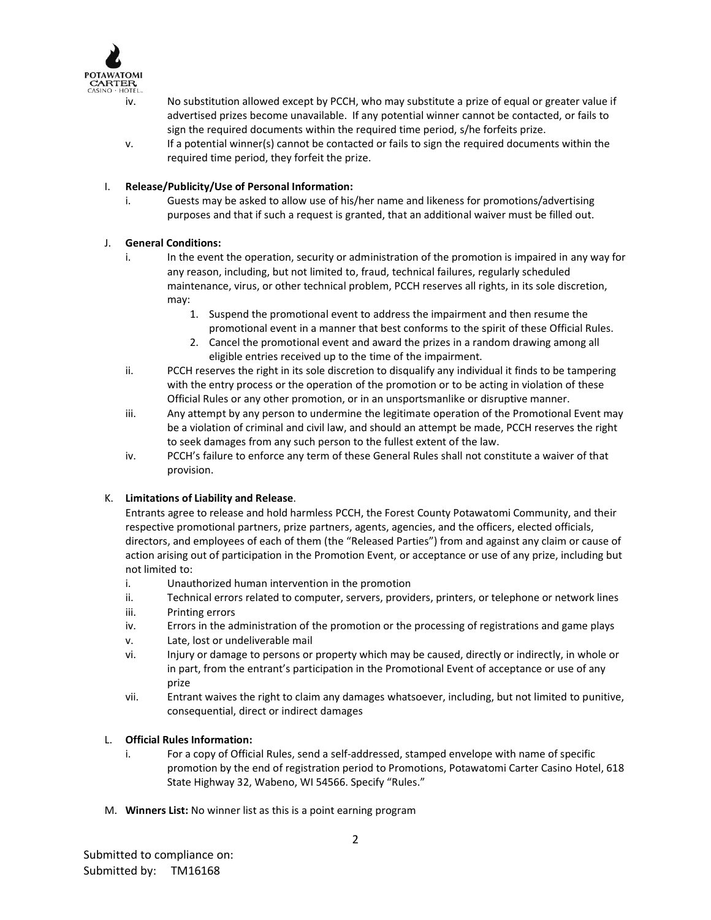- iv. No substitution allowed except by PCCH, who may substitute a prize of equal or greater value if advertised prizes become unavailable. If any potential winner cannot be contacted, or fails to sign the required documents within the required time period, s/he forfeits prize.
   - v. If a potential winner(s) cannot be contacted or fails to sign the required documents within the required time period, they forfeit the prize.

I. **Release/Publicity/Use of Personal Information:**
   - i. Guests may be asked to allow use of his/her name and likeness for promotions/advertising purposes and that if such a request is granted, that an additional waiver must be filled out.

J. **General Conditions:**
   - i. In the event the operation, security or administration of the promotion is impaired in any way for any reason, including, but not limited to, fraud, technical failures, regularly scheduled maintenance, virus, or other technical problem, PCCH reserves all rights, in its sole discretion, may:
     1. Suspend the promotional event to address the impairment and then resume the promotional event in a manner that best conforms to the spirit of these Official Rules.
     2. Cancel the promotional event and award the prizes in a random drawing among all eligible entries received up to the time of the impairment.
   - ii. PCCH reserves the right in its sole discretion to disqualify any individual it finds to be tampering with the entry process or the operation of the promotion or to be acting in violation of these Official Rules or any other promotion, or in an unsportsmanlike or disruptive manner.
   - iii. Any attempt by any person to undermine the legitimate operation of the Promotional Event may be a violation of criminal and civil law, and should an attempt be made, PCCH reserves the right to seek damages from any such person to the fullest extent of the law.
   - iv. PCCH's failure to enforce any term of these General Rules shall not constitute a waiver of that provision.

K. **Limitations of Liability and Release**.
   Entrants agree to release and hold harmless PCCH, the Forest County Potawatomi Community, and their respective promotional partners, prize partners, agents, agencies, and the officers, elected officials, directors, and employees of each of them (the "Released Parties") from and against any claim or cause of action arising out of participation in the Promotion Event, or acceptance or use of any prize, including but not limited to:
   - i. Unauthorized human intervention in the promotion
   - ii. Technical errors related to computer, servers, providers, printers, or telephone or network lines
   - iii. Printing errors
   - iv. Errors in the administration of the promotion or the processing of registrations and game plays
   - v. Late, lost or undeliverable mail
   - vi. Injury or damage to persons or property which may be caused, directly or indirectly, in whole or in part, from the entrant's participation in the Promotional Event of acceptance or use of any prize
   - vii. Entrant waives the right to claim any damages whatsoever, including, but not limited to punitive, consequential, direct or indirect damages

L. **Official Rules Information:**
   - i. For a copy of Official Rules, send a self-addressed, stamped envelope with name of specific promotion by the end of registration period to Promotions, Potawatomi Carter Casino Hotel, 618 State Highway 32, Wabeno, WI 54566. Specify "Rules."

M. **Winners List:** No winner list as this is a point earning program

Submitted to compliance on:
Submitted by: TM16168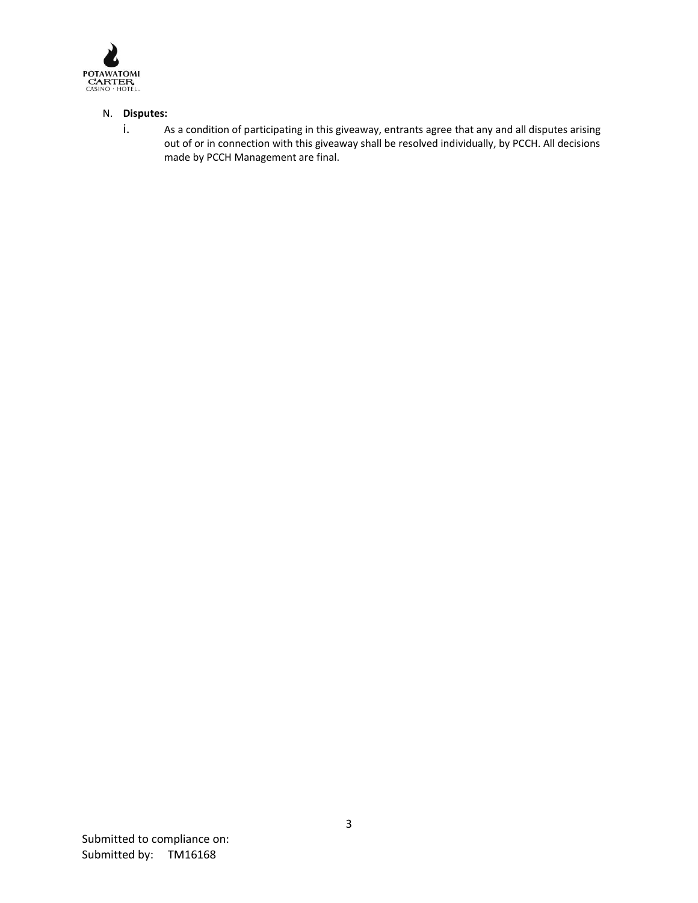N. **Disputes:**

   i. As a condition of participating in this giveaway, entrants agree that any and all disputes arising out of or in connection with this giveaway shall be resolved individually, by PCCH. All decisions made by PCCH Management are final.